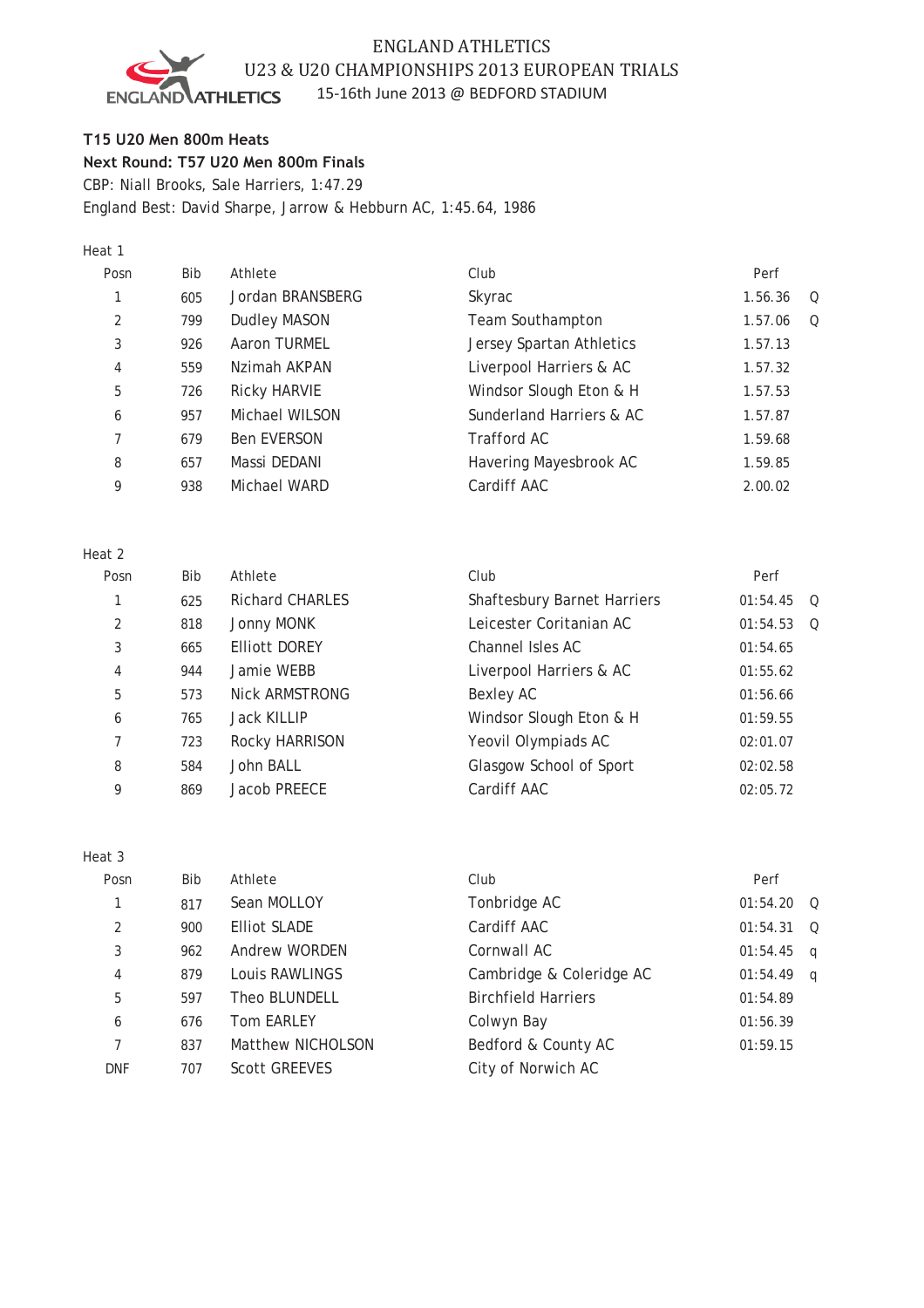# ENGLAND ATHLETICS

## U23 & U20 CHAMPIONSHIPS 2013 EUROPEAN TRIALS

15-16th June 2013 @ BEDFORD STADIUM

**T15 U20 Men 800m Heats**

**Next Round: T57 U20 Men 800m Finals**

CBP: Niall Brooks, Sale Harriers, 1:47.29

England Best: David Sharpe, Jarrow & Hebburn AC, 1:45.64, 1986

Heat 1

| Posn | Bib | Athlete | Club | Perf | |
|---|---|---|---|---|---|
| 1 | 605 | Jordan BRANSBERG | Skyrac | 1.56.36 | Q |
| 2 | 799 | Dudley MASON | Team Southampton | 1.57.06 | Q |
| 3 | 926 | Aaron TURMEL | Jersey Spartan Athletics | 1.57.13 | |
| 4 | 559 | Nzimah AKPAN | Liverpool Harriers & AC | 1.57.32 | |
| 5 | 726 | Ricky HARVIE | Windsor Slough Eton & H | 1.57.53 | |
| 6 | 957 | Michael WILSON | Sunderland Harriers & AC | 1.57.87 | |
| 7 | 679 | Ben EVERSON | Trafford AC | 1.59.68 | |
| 8 | 657 | Massi DEDANI | Havering Mayesbrook AC | 1.59.85 | |
| 9 | 938 | Michael WARD | Cardiff AAC | 2.00.02 | |

Heat 2

| Posn | Bib | Athlete | Club | Perf | |
|---|---|---|---|---|---|
| 1 | 625 | Richard CHARLES | Shaftesbury Barnet Harriers | 01:54.45 | Q |
| 2 | 818 | Jonny MONK | Leicester Coritanian AC | 01:54.53 | Q |
| 3 | 665 | Elliott DOREY | Channel Isles AC | 01:54.65 | |
| 4 | 944 | Jamie WEBB | Liverpool Harriers & AC | 01:55.62 | |
| 5 | 573 | Nick ARMSTRONG | Bexley AC | 01:56.66 | |
| 6 | 765 | Jack KILLIP | Windsor Slough Eton & H | 01:59.55 | |
| 7 | 723 | Rocky HARRISON | Yeovil Olympiads AC | 02:01.07 | |
| 8 | 584 | John BALL | Glasgow School of Sport | 02:02.58 | |
| 9 | 869 | Jacob PREECE | Cardiff AAC | 02:05.72 | |

Heat 3

| Posn | Bib | Athlete | Club | Perf | |
|---|---|---|---|---|---|
| 1 | 817 | Sean MOLLOY | Tonbridge AC | 01:54.20 | Q |
| 2 | 900 | Elliot SLADE | Cardiff AAC | 01:54.31 | Q |
| 3 | 962 | Andrew WORDEN | Cornwall AC | 01:54.45 | q |
| 4 | 879 | Louis RAWLINGS | Cambridge & Coleridge AC | 01:54.49 | q |
| 5 | 597 | Theo BLUNDELL | Birchfield Harriers | 01:54.89 | |
| 6 | 676 | Tom EARLEY | Colwyn Bay | 01:56.39 | |
| 7 | 837 | Matthew NICHOLSON | Bedford & County AC | 01:59.15 | |
| DNF | 707 | Scott GREEVES | City of Norwich AC | | |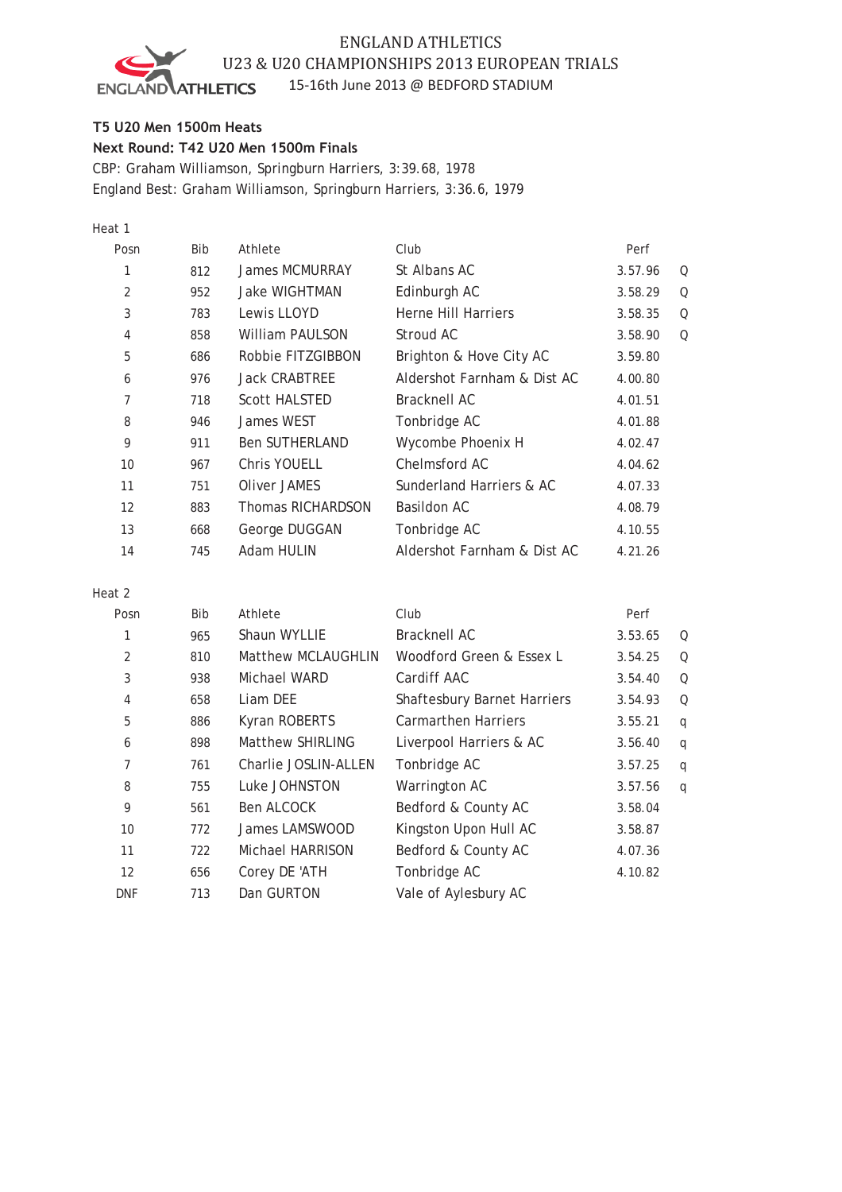# ENGLAND ATHLETICS
## U23 & U20 CHAMPIONSHIPS 2013 EUROPEAN TRIALS
15-16th June 2013 @ BEDFORD STADIUM

**T5 U20 Men 1500m Heats**

**Next Round: T42 U20 Men 1500m Finals**

CBP: Graham Williamson, Springburn Harriers, 3:39.68, 1978

England Best: Graham Williamson, Springburn Harriers, 3:36.6, 1979

Heat 1

| Posn | Bib | Athlete | Club | Perf | |
|---|---|---|---|---|---|
| 1 | 812 | James MCMURRAY | St Albans AC | 3.57.96 | Q |
| 2 | 952 | Jake WIGHTMAN | Edinburgh AC | 3.58.29 | Q |
| 3 | 783 | Lewis LLOYD | Herne Hill Harriers | 3.58.35 | Q |
| 4 | 858 | William PAULSON | Stroud AC | 3.58.90 | Q |
| 5 | 686 | Robbie FITZGIBBON | Brighton & Hove City AC | 3.59.80 | |
| 6 | 976 | Jack CRABTREE | Aldershot Farnham & Dist AC | 4.00.80 | |
| 7 | 718 | Scott HALSTED | Bracknell AC | 4.01.51 | |
| 8 | 946 | James WEST | Tonbridge AC | 4.01.88 | |
| 9 | 911 | Ben SUTHERLAND | Wycombe Phoenix H | 4.02.47 | |
| 10 | 967 | Chris YOUELL | Chelmsford AC | 4.04.62 | |
| 11 | 751 | Oliver JAMES | Sunderland Harriers & AC | 4.07.33 | |
| 12 | 883 | Thomas RICHARDSON | Basildon AC | 4.08.79 | |
| 13 | 668 | George DUGGAN | Tonbridge AC | 4.10.55 | |
| 14 | 745 | Adam HULIN | Aldershot Farnham & Dist AC | 4.21.26 | |

Heat 2

| Posn | Bib | Athlete | Club | Perf | |
|---|---|---|---|---|---|
| 1 | 965 | Shaun WYLLIE | Bracknell AC | 3.53.65 | Q |
| 2 | 810 | Matthew MCLAUGHLIN | Woodford Green & Essex L | 3.54.25 | Q |
| 3 | 938 | Michael WARD | Cardiff AAC | 3.54.40 | Q |
| 4 | 658 | Liam DEE | Shaftesbury Barnet Harriers | 3.54.93 | Q |
| 5 | 886 | Kyran ROBERTS | Carmarthen Harriers | 3.55.21 | q |
| 6 | 898 | Matthew SHIRLING | Liverpool Harriers & AC | 3.56.40 | q |
| 7 | 761 | Charlie JOSLIN-ALLEN | Tonbridge AC | 3.57.25 | q |
| 8 | 755 | Luke JOHNSTON | Warrington AC | 3.57.56 | q |
| 9 | 561 | Ben ALCOCK | Bedford & County AC | 3.58.04 | |
| 10 | 772 | James LAMSWOOD | Kingston Upon Hull AC | 3.58.87 | |
| 11 | 722 | Michael HARRISON | Bedford & County AC | 4.07.36 | |
| 12 | 656 | Corey DE 'ATH | Tonbridge AC | 4.10.82 | |
| DNF | 713 | Dan GURTON | Vale of Aylesbury AC | | |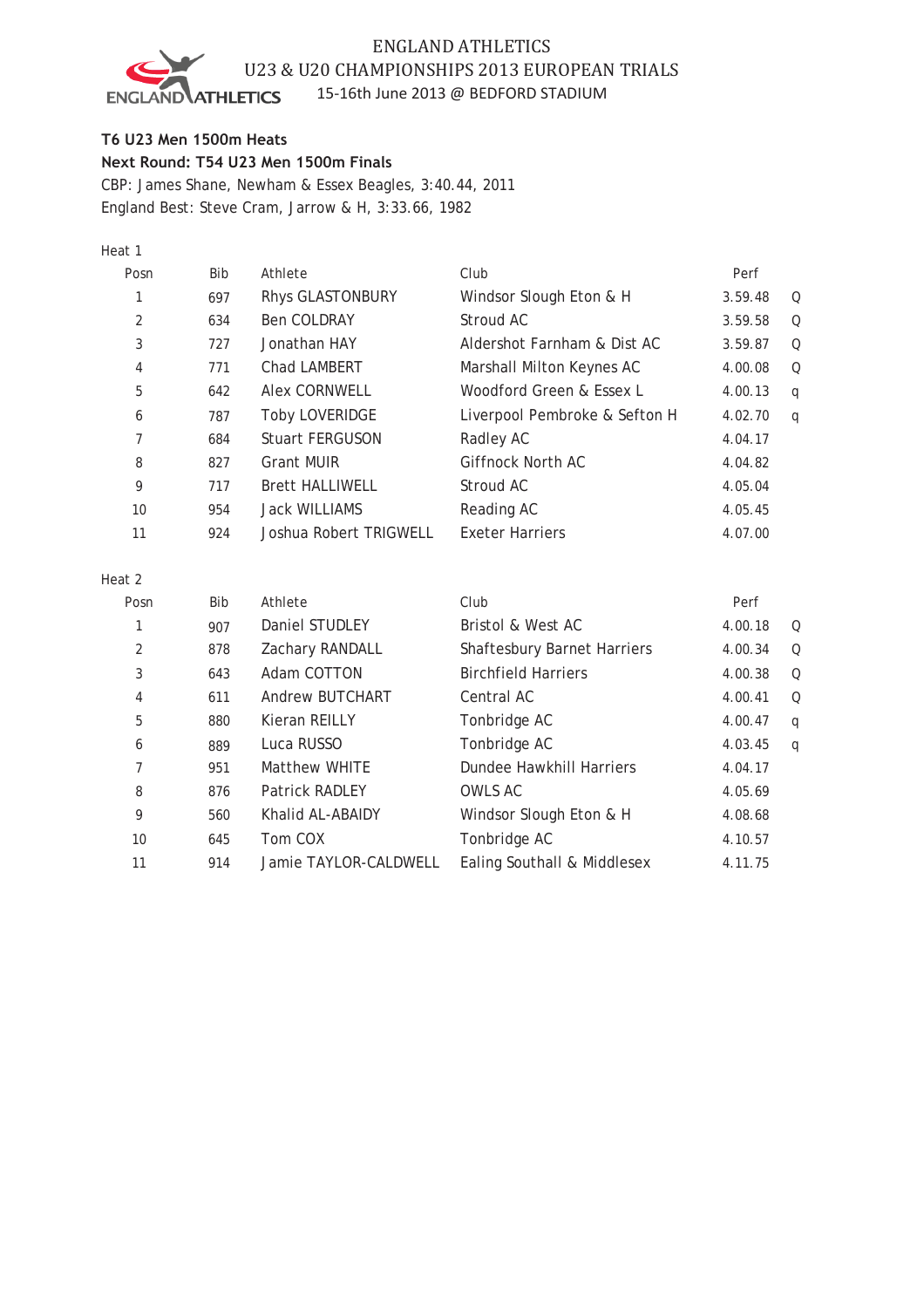# ENGLAND ATHLETICS
## U23 & U20 CHAMPIONSHIPS 2013 EUROPEAN TRIALS
15-16th June 2013 @ BEDFORD STADIUM

**T6 U23 Men 1500m Heats**

**Next Round: T54 U23 Men 1500m Finals**

CBP: James Shane, Newham & Essex Beagles, 3:40.44, 2011

England Best: Steve Cram, Jarrow & H, 3:33.66, 1982

Heat 1

| Posn | Bib | Athlete | Club | Perf | |
|---|---|---|---|---|---|
| 1 | 697 | Rhys GLASTONBURY | Windsor Slough Eton & H | 3.59.48 | Q |
| 2 | 634 | Ben COLDRAY | Stroud AC | 3.59.58 | Q |
| 3 | 727 | Jonathan HAY | Aldershot Farnham & Dist AC | 3.59.87 | Q |
| 4 | 771 | Chad LAMBERT | Marshall Milton Keynes AC | 4.00.08 | Q |
| 5 | 642 | Alex CORNWELL | Woodford Green & Essex L | 4.00.13 | q |
| 6 | 787 | Toby LOVERIDGE | Liverpool Pembroke & Sefton H | 4.02.70 | q |
| 7 | 684 | Stuart FERGUSON | Radley AC | 4.04.17 | |
| 8 | 827 | Grant MUIR | Giffnock North AC | 4.04.82 | |
| 9 | 717 | Brett HALLIWELL | Stroud AC | 4.05.04 | |
| 10 | 954 | Jack WILLIAMS | Reading AC | 4.05.45 | |
| 11 | 924 | Joshua Robert TRIGWELL | Exeter Harriers | 4.07.00 | |

Heat 2

| Posn | Bib | Athlete | Club | Perf | |
|---|---|---|---|---|---|
| 1 | 907 | Daniel STUDLEY | Bristol & West AC | 4.00.18 | Q |
| 2 | 878 | Zachary RANDALL | Shaftesbury Barnet Harriers | 4.00.34 | Q |
| 3 | 643 | Adam COTTON | Birchfield Harriers | 4.00.38 | Q |
| 4 | 611 | Andrew BUTCHART | Central AC | 4.00.41 | Q |
| 5 | 880 | Kieran REILLY | Tonbridge AC | 4.00.47 | q |
| 6 | 889 | Luca RUSSO | Tonbridge AC | 4.03.45 | q |
| 7 | 951 | Matthew WHITE | Dundee Hawkhill Harriers | 4.04.17 | |
| 8 | 876 | Patrick RADLEY | OWLS AC | 4.05.69 | |
| 9 | 560 | Khalid AL-ABAIDY | Windsor Slough Eton & H | 4.08.68 | |
| 10 | 645 | Tom COX | Tonbridge AC | 4.10.57 | |
| 11 | 914 | Jamie TAYLOR-CALDWELL | Ealing Southall & Middlesex | 4.11.75 | |